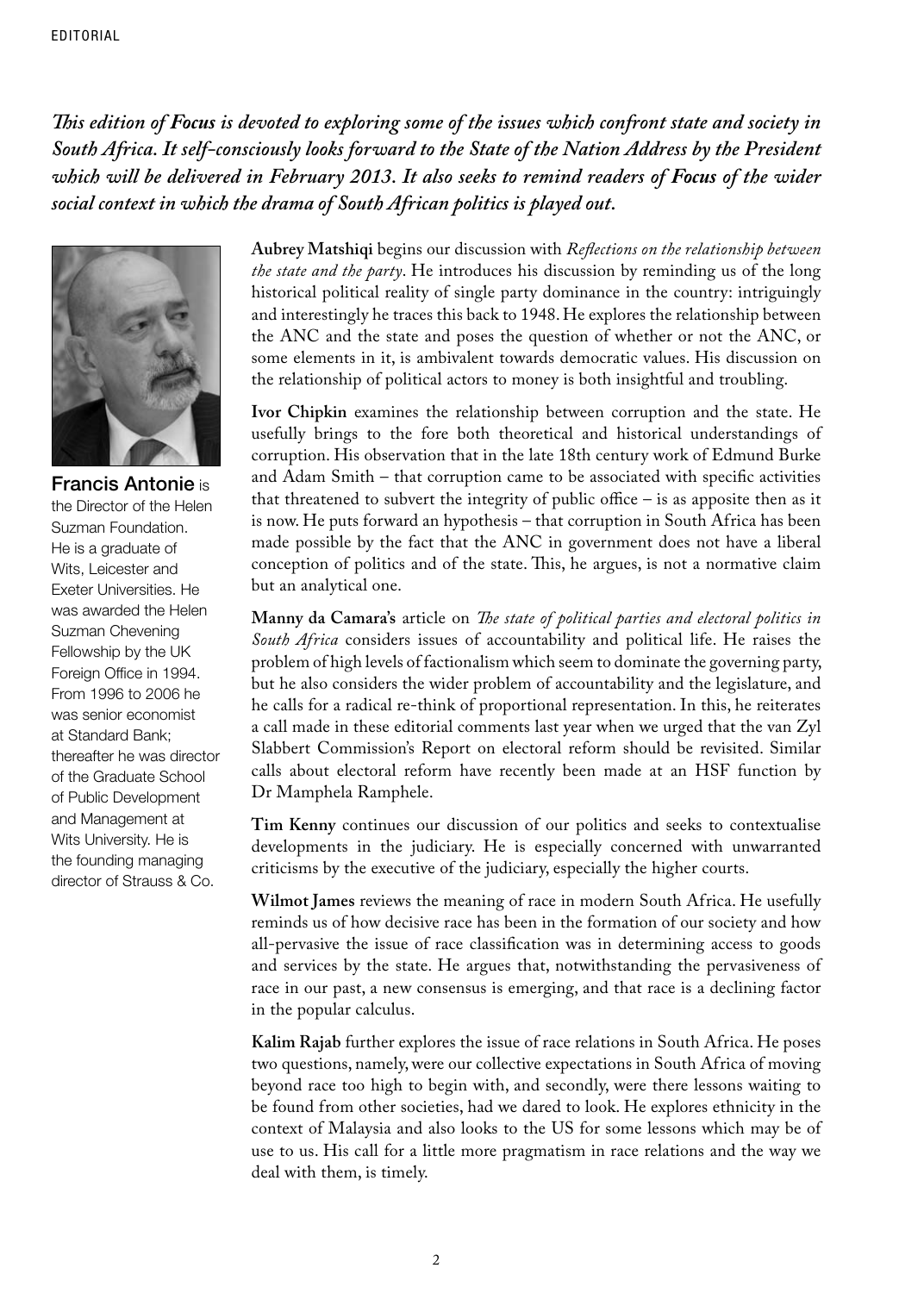EDITORIAL

***This edition of Focus is devoted to exploring some of the issues which confront state and society in South Africa. It self-consciously looks forward to the State of the Nation Address by the President which will be delivered in February 2013. It also seeks to remind readers of Focus of the wider social context in which the drama of South African politics is played out.***

**Francis Antonie** is the Director of the Helen Suzman Foundation. He is a graduate of Wits, Leicester and Exeter Universities. He was awarded the Helen Suzman Chevening Fellowship by the UK Foreign Office in 1994. From 1996 to 2006 he was senior economist at Standard Bank; thereafter he was director of the Graduate School of Public Development and Management at Wits University. He is the founding managing director of Strauss & Co.

**Aubrey Matshiqi** begins our discussion with *Reflections on the relationship between the state and the party*. He introduces his discussion by reminding us of the long historical political reality of single party dominance in the country: intriguingly and interestingly he traces this back to 1948. He explores the relationship between the ANC and the state and poses the question of whether or not the ANC, or some elements in it, is ambivalent towards democratic values. His discussion on the relationship of political actors to money is both insightful and troubling.

**Ivor Chipkin** examines the relationship between corruption and the state. He usefully brings to the fore both theoretical and historical understandings of corruption. His observation that in the late 18th century work of Edmund Burke and Adam Smith – that corruption came to be associated with specific activities that threatened to subvert the integrity of public office – is as apposite then as it is now. He puts forward an hypothesis – that corruption in South Africa has been made possible by the fact that the ANC in government does not have a liberal conception of politics and of the state. This, he argues, is not a normative claim but an analytical one.

**Manny da Camara's** article on *The state of political parties and electoral politics in South Africa* considers issues of accountability and political life. He raises the problem of high levels of factionalism which seem to dominate the governing party, but he also considers the wider problem of accountability and the legislature, and he calls for a radical re-think of proportional representation. In this, he reiterates a call made in these editorial comments last year when we urged that the van Zyl Slabbert Commission's Report on electoral reform should be revisited. Similar calls about electoral reform have recently been made at an HSF function by Dr Mamphela Ramphele.

**Tim Kenny** continues our discussion of our politics and seeks to contextualise developments in the judiciary. He is especially concerned with unwarranted criticisms by the executive of the judiciary, especially the higher courts.

**Wilmot James** reviews the meaning of race in modern South Africa. He usefully reminds us of how decisive race has been in the formation of our society and how all-pervasive the issue of race classification was in determining access to goods and services by the state. He argues that, notwithstanding the pervasiveness of race in our past, a new consensus is emerging, and that race is a declining factor in the popular calculus.

**Kalim Rajab** further explores the issue of race relations in South Africa. He poses two questions, namely, were our collective expectations in South Africa of moving beyond race too high to begin with, and secondly, were there lessons waiting to be found from other societies, had we dared to look. He explores ethnicity in the context of Malaysia and also looks to the US for some lessons which may be of use to us. His call for a little more pragmatism in race relations and the way we deal with them, is timely.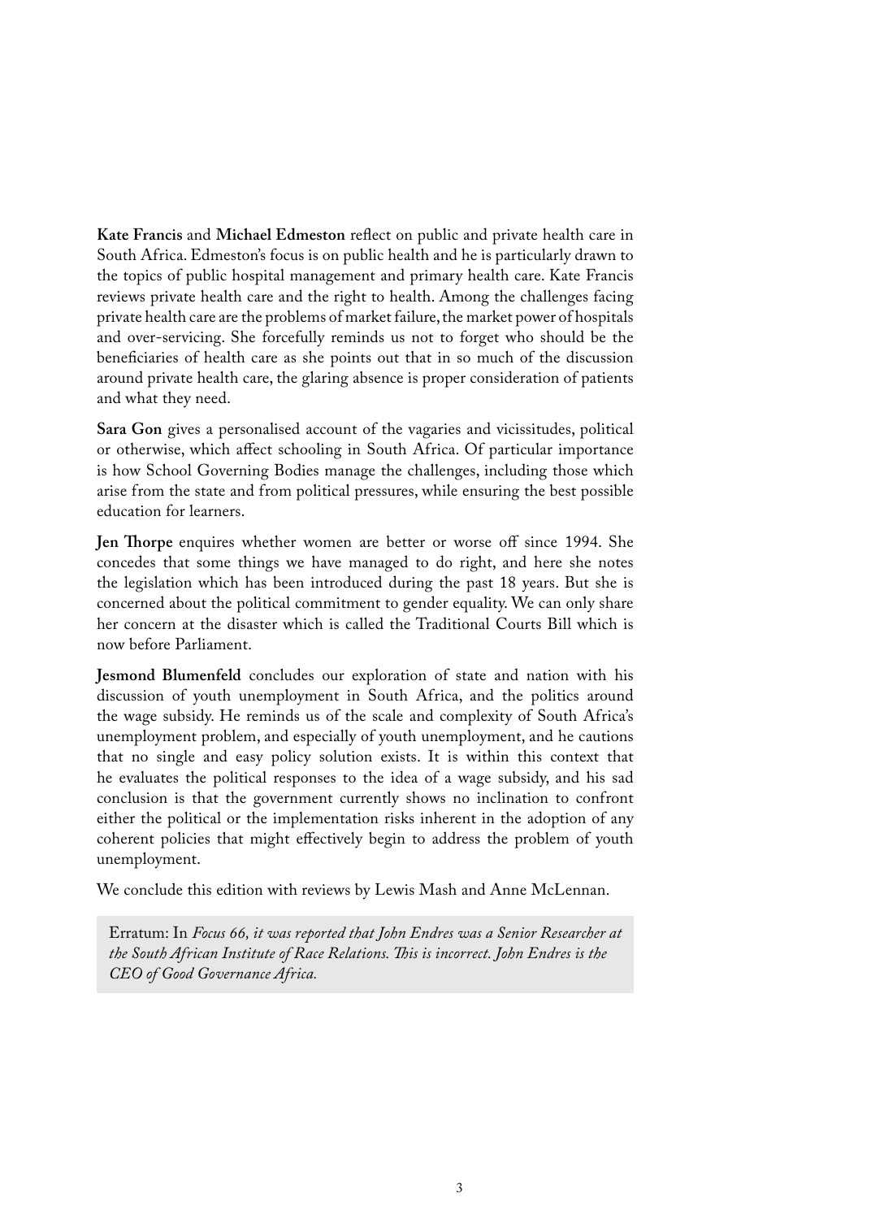**Kate Francis** and **Michael Edmeston** reflect on public and private health care in South Africa. Edmeston's focus is on public health and he is particularly drawn to the topics of public hospital management and primary health care. Kate Francis reviews private health care and the right to health. Among the challenges facing private health care are the problems of market failure, the market power of hospitals and over-servicing. She forcefully reminds us not to forget who should be the beneficiaries of health care as she points out that in so much of the discussion around private health care, the glaring absence is proper consideration of patients and what they need.

**Sara Gon** gives a personalised account of the vagaries and vicissitudes, political or otherwise, which affect schooling in South Africa. Of particular importance is how School Governing Bodies manage the challenges, including those which arise from the state and from political pressures, while ensuring the best possible education for learners.

**Jen Thorpe** enquires whether women are better or worse off since 1994. She concedes that some things we have managed to do right, and here she notes the legislation which has been introduced during the past 18 years. But she is concerned about the political commitment to gender equality. We can only share her concern at the disaster which is called the Traditional Courts Bill which is now before Parliament.

**Jesmond Blumenfeld** concludes our exploration of state and nation with his discussion of youth unemployment in South Africa, and the politics around the wage subsidy. He reminds us of the scale and complexity of South Africa's unemployment problem, and especially of youth unemployment, and he cautions that no single and easy policy solution exists. It is within this context that he evaluates the political responses to the idea of a wage subsidy, and his sad conclusion is that the government currently shows no inclination to confront either the political or the implementation risks inherent in the adoption of any coherent policies that might effectively begin to address the problem of youth unemployment.

We conclude this edition with reviews by Lewis Mash and Anne McLennan.

Erratum: In *Focus 66, it was reported that John Endres was a Senior Researcher at the South African Institute of Race Relations. This is incorrect. John Endres is the CEO of Good Governance Africa.*